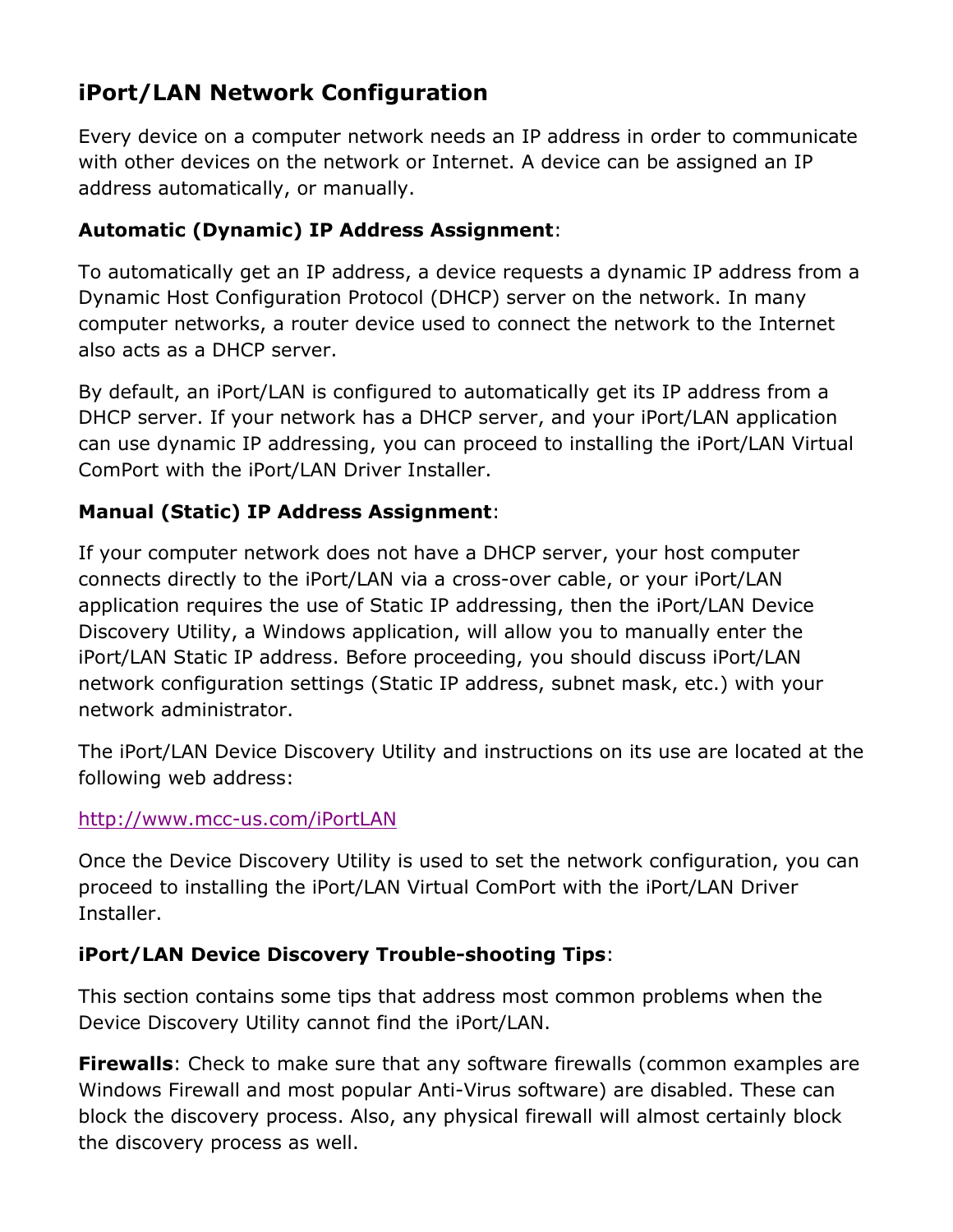# iPort/LAN Network Configuration

Every device on a computer network needs an IP address in order to communicate with other devices on the network or Internet. A device can be assigned an IP address automatically, or manually.

**Automatic (Dynamic) IP Address Assignment**:

To automatically get an IP address, a device requests a dynamic IP address from a Dynamic Host Configuration Protocol (DHCP) server on the network. In many computer networks, a router device used to connect the network to the Internet also acts as a DHCP server.

By default, an iPort/LAN is configured to automatically get its IP address from a DHCP server. If your network has a DHCP server, and your iPort/LAN application can use dynamic IP addressing, you can proceed to installing the iPort/LAN Virtual ComPort with the iPort/LAN Driver Installer.

**Manual (Static) IP Address Assignment**:

If your computer network does not have a DHCP server, your host computer connects directly to the iPort/LAN via a cross-over cable, or your iPort/LAN application requires the use of Static IP addressing, then the iPort/LAN Device Discovery Utility, a Windows application, will allow you to manually enter the iPort/LAN Static IP address. Before proceeding, you should discuss iPort/LAN network configuration settings (Static IP address, subnet mask, etc.) with your network administrator.

The iPort/LAN Device Discovery Utility and instructions on its use are located at the following web address:

[http://www.mcc-us.com/iPortLAN](http://www.mcc-us.com/iPortLAN)

Once the Device Discovery Utility is used to set the network configuration, you can proceed to installing the iPort/LAN Virtual ComPort with the iPort/LAN Driver Installer.

**iPort/LAN Device Discovery Trouble-shooting Tips**:

This section contains some tips that address most common problems when the Device Discovery Utility cannot find the iPort/LAN.

**Firewalls**: Check to make sure that any software firewalls (common examples are Windows Firewall and most popular Anti-Virus software) are disabled. These can block the discovery process. Also, any physical firewall will almost certainly block the discovery process as well.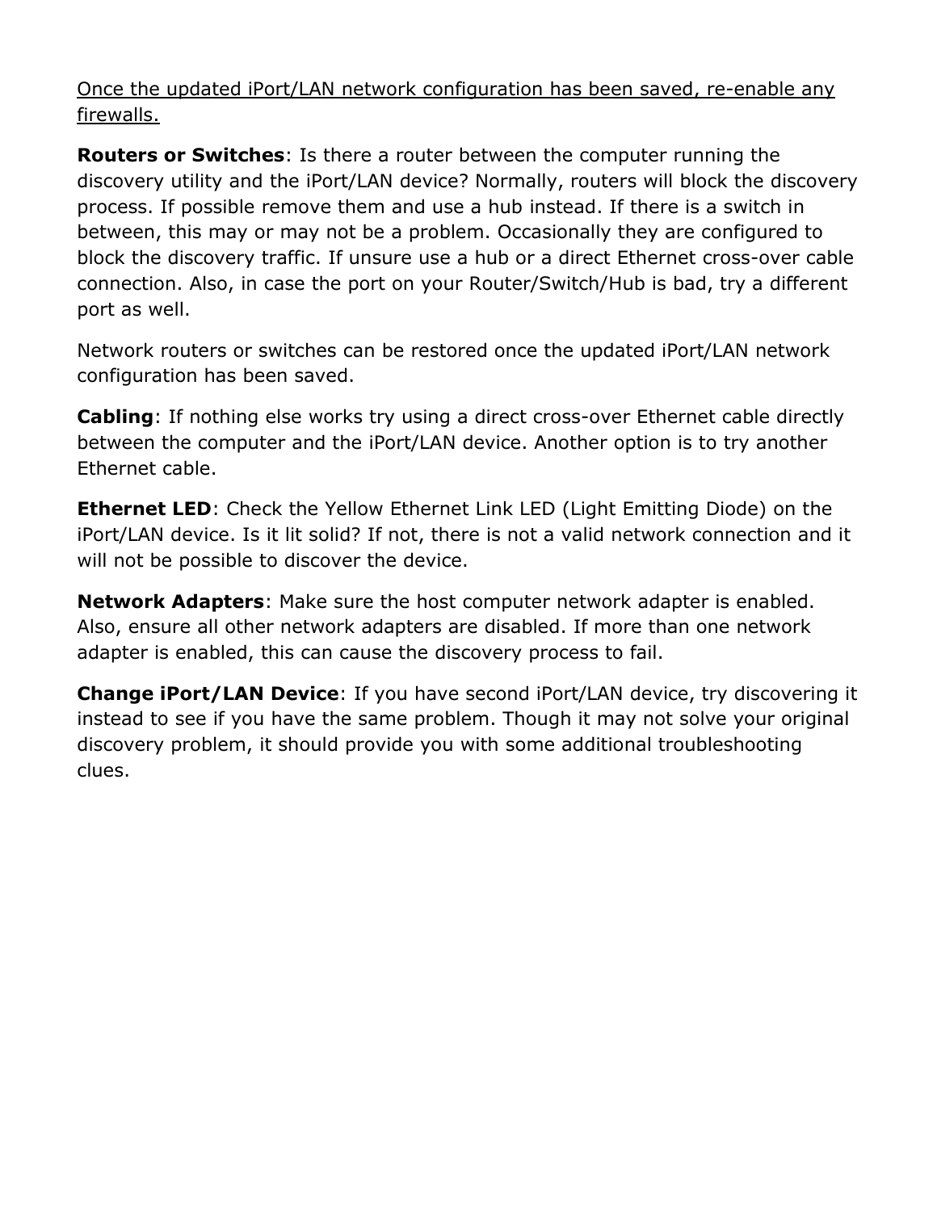<u>Once the updated iPort/LAN network configuration has been saved, re-enable any firewalls.</u>

**Routers or Switches**: Is there a router between the computer running the discovery utility and the iPort/LAN device? Normally, routers will block the discovery process. If possible remove them and use a hub instead. If there is a switch in between, this may or may not be a problem. Occasionally they are configured to block the discovery traffic. If unsure use a hub or a direct Ethernet cross-over cable connection. Also, in case the port on your Router/Switch/Hub is bad, try a different port as well.

Network routers or switches can be restored once the updated iPort/LAN network configuration has been saved.

**Cabling**: If nothing else works try using a direct cross-over Ethernet cable directly between the computer and the iPort/LAN device. Another option is to try another Ethernet cable.

**Ethernet LED**: Check the Yellow Ethernet Link LED (Light Emitting Diode) on the iPort/LAN device. Is it lit solid? If not, there is not a valid network connection and it will not be possible to discover the device.

**Network Adapters**: Make sure the host computer network adapter is enabled. Also, ensure all other network adapters are disabled. If more than one network adapter is enabled, this can cause the discovery process to fail.

**Change iPort/LAN Device**: If you have second iPort/LAN device, try discovering it instead to see if you have the same problem. Though it may not solve your original discovery problem, it should provide you with some additional troubleshooting clues.